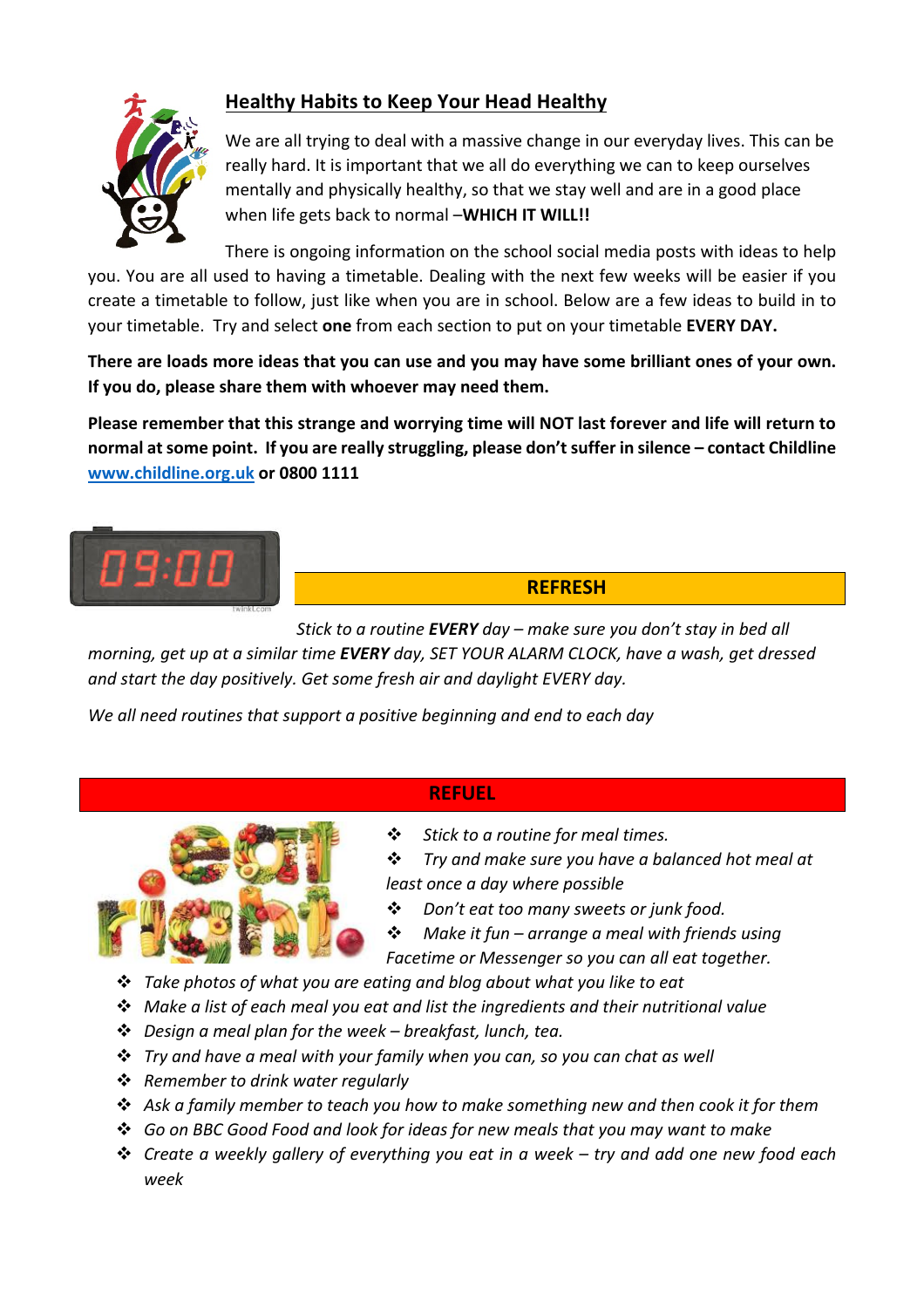## Healthy Habits to Keep Your Head Healthy

We are all trying to deal with a massive change in our everyday lives. This can be really hard. It is important that we all do everything we can to keep ourselves mentally and physically healthy, so that we stay well and are in a good place when life gets back to normal –**WHICH IT WILL!!**

There is ongoing information on the school social media posts with ideas to help you. You are all used to having a timetable. Dealing with the next few weeks will be easier if you create a timetable to follow, just like when you are in school. Below are a few ideas to build in to your timetable. Try and select **one** from each section to put on your timetable **EVERY DAY.**

**There are loads more ideas that you can use and you may have some brilliant ones of your own. If you do, please share them with whoever may need them.**

**Please remember that this strange and worrying time will NOT last forever and life will return to normal at some point. If you are really struggling, please don't suffer in silence – contact Childline [www.childline.org.uk](http://www.childline.org.uk) or 0800 1111**

### REFRESH

*Stick to a routine **EVERY** day – make sure you don't stay in bed all morning, get up at a similar time **EVERY** day, SET YOUR ALARM CLOCK, have a wash, get dressed and start the day positively. Get some fresh air and daylight EVERY day.*

*We all need routines that support a positive beginning and end to each day*

### REFUEL

- *Stick to a routine for meal times.*
- *Try and make sure you have a balanced hot meal at least once a day where possible*
- *Don't eat too many sweets or junk food.*
- *Make it fun – arrange a meal with friends using Facetime or Messenger so you can all eat together.*
- *Take photos of what you are eating and blog about what you like to eat*
- *Make a list of each meal you eat and list the ingredients and their nutritional value*
- *Design a meal plan for the week – breakfast, lunch, tea.*
- *Try and have a meal with your family when you can, so you can chat as well*
- *Remember to drink water regularly*
- *Ask a family member to teach you how to make something new and then cook it for them*
- *Go on BBC Good Food and look for ideas for new meals that you may want to make*
- *Create a weekly gallery of everything you eat in a week – try and add one new food each week*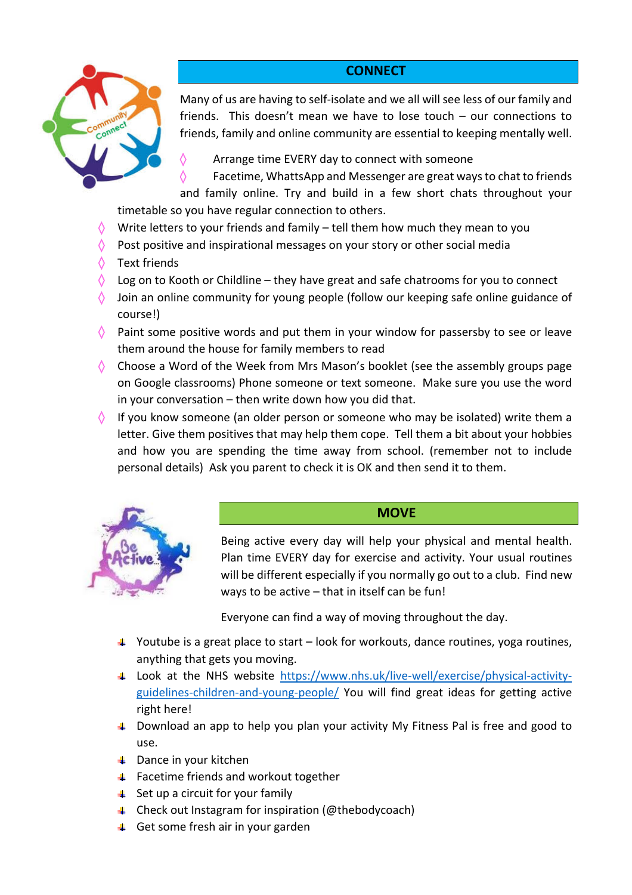## CONNECT

Many of us are having to self-isolate and we all will see less of our family and friends. This doesn't mean we have to lose touch – our connections to friends, family and online community are essential to keeping mentally well.

- Arrange time EVERY day to connect with someone
- Facetime, WhattsApp and Messenger are great ways to chat to friends and family online. Try and build in a few short chats throughout your timetable so you have regular connection to others.
- Write letters to your friends and family – tell them how much they mean to you
- Post positive and inspirational messages on your story or other social media
- Text friends
- Log on to Kooth or Childline – they have great and safe chatrooms for you to connect
- Join an online community for young people (follow our keeping safe online guidance of course!)
- Paint some positive words and put them in your window for passersby to see or leave them around the house for family members to read
- Choose a Word of the Week from Mrs Mason's booklet (see the assembly groups page on Google classrooms) Phone someone or text someone. Make sure you use the word in your conversation – then write down how you did that.
- If you know someone (an older person or someone who may be isolated) write them a letter. Give them positives that may help them cope. Tell them a bit about your hobbies and how you are spending the time away from school. (remember not to include personal details) Ask you parent to check it is OK and then send it to them.

## MOVE

Being active every day will help your physical and mental health. Plan time EVERY day for exercise and activity. Your usual routines will be different especially if you normally go out to a club. Find new ways to be active – that in itself can be fun!

Everyone can find a way of moving throughout the day.

- Youtube is a great place to start – look for workouts, dance routines, yoga routines, anything that gets you moving.
- Look at the NHS website https://www.nhs.uk/live-well/exercise/physical-activity-guidelines-children-and-young-people/ You will find great ideas for getting active right here!
- Download an app to help you plan your activity My Fitness Pal is free and good to use.
- Dance in your kitchen
- Facetime friends and workout together
- Set up a circuit for your family
- Check out Instagram for inspiration (@thebodycoach)
- Get some fresh air in your garden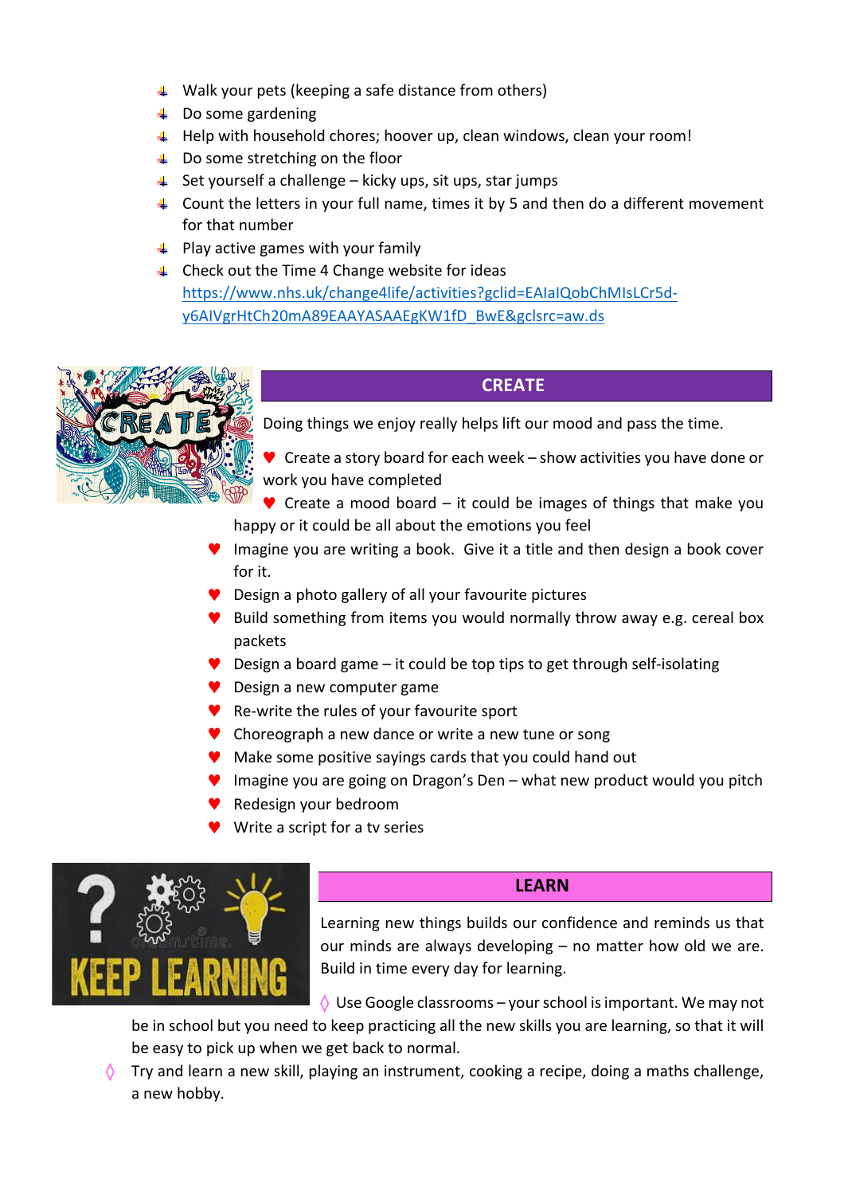- Walk your pets (keeping a safe distance from others)
- Do some gardening
- Help with household chores; hoover up, clean windows, clean your room!
- Do some stretching on the floor
- Set yourself a challenge – kicky ups, sit ups, star jumps
- Count the letters in your full name, times it by 5 and then do a different movement for that number
- Play active games with your family
- Check out the Time 4 Change website for ideas [https://www.nhs.uk/change4life/activities?gclid=EAIaIQobChMIsLCr5d-y6AIVgrHtCh20mA89EAAYASAAEgKW1fD_BwE&gclsrc=aw.ds](https://www.nhs.uk/change4life/activities?gclid=EAIaIQobChMIsLCr5d-y6AIVgrHtCh20mA89EAAYASAAEgKW1fD_BwE&gclsrc=aw.ds)

## CREATE

Doing things we enjoy really helps lift our mood and pass the time.

- Create a story board for each week – show activities you have done or work you have completed
- Create a mood board – it could be images of things that make you happy or it could be all about the emotions you feel
- Imagine you are writing a book. Give it a title and then design a book cover for it.
- Design a photo gallery of all your favourite pictures
- Build something from items you would normally throw away e.g. cereal box packets
- Design a board game – it could be top tips to get through self-isolating
- Design a new computer game
- Re-write the rules of your favourite sport
- Choreograph a new dance or write a new tune or song
- Make some positive sayings cards that you could hand out
- Imagine you are going on Dragon's Den – what new product would you pitch
- Redesign your bedroom
- Write a script for a tv series

## LEARN

Learning new things builds our confidence and reminds us that our minds are always developing – no matter how old we are. Build in time every day for learning.

- Use Google classrooms – your school is important. We may not be in school but you need to keep practicing all the new skills you are learning, so that it will be easy to pick up when we get back to normal.
- Try and learn a new skill, playing an instrument, cooking a recipe, doing a maths challenge, a new hobby.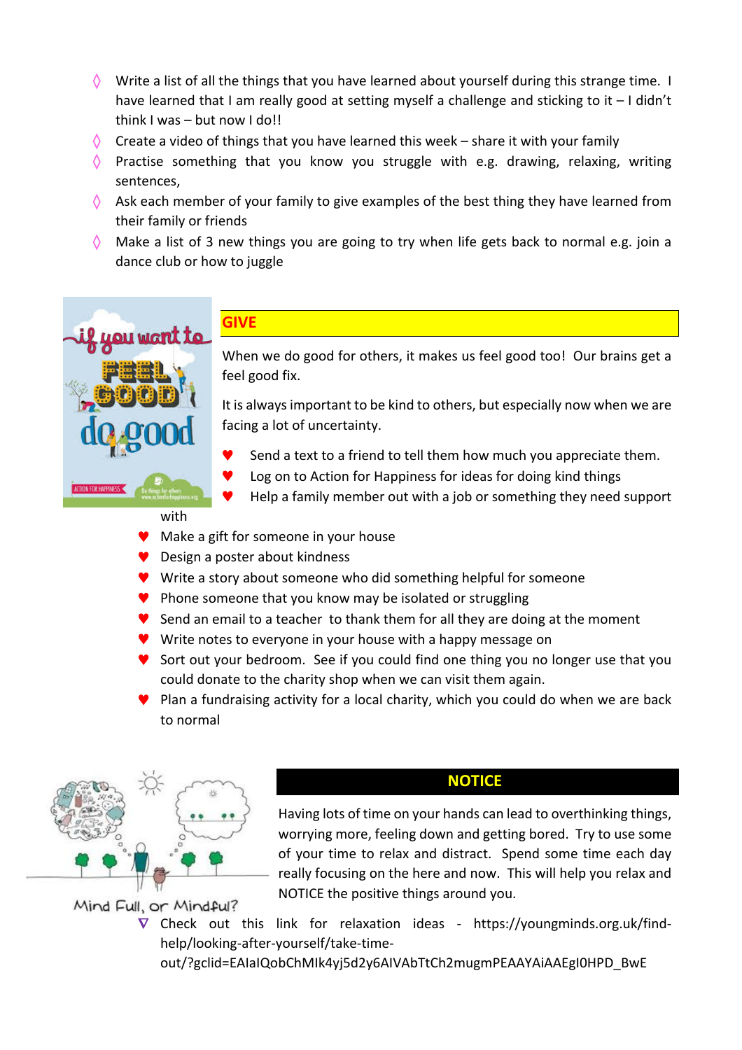- Write a list of all the things that you have learned about yourself during this strange time. I have learned that I am really good at setting myself a challenge and sticking to it – I didn't think I was – but now I do!!
- Create a video of things that you have learned this week – share it with your family
- Practise something that you know you struggle with e.g. drawing, relaxing, writing sentences,
- Ask each member of your family to give examples of the best thing they have learned from their family or friends
- Make a list of 3 new things you are going to try when life gets back to normal e.g. join a dance club or how to juggle

## GIVE

When we do good for others, it makes us feel good too! Our brains get a feel good fix.

It is always important to be kind to others, but especially now when we are facing a lot of uncertainty.

- Send a text to a friend to tell them how much you appreciate them.
- Log on to Action for Happiness for ideas for doing kind things
- Help a family member out with a job or something they need support with
- Make a gift for someone in your house
- Design a poster about kindness
- Write a story about someone who did something helpful for someone
- Phone someone that you know may be isolated or struggling
- Send an email to a teacher to thank them for all they are doing at the moment
- Write notes to everyone in your house with a happy message on
- Sort out your bedroom. See if you could find one thing you no longer use that you could donate to the charity shop when we can visit them again.
- Plan a fundraising activity for a local charity, which you could do when we are back to normal

Mind Full, or Mindful?

## NOTICE

Having lots of time on your hands can lead to overthinking things, worrying more, feeling down and getting bored. Try to use some of your time to relax and distract. Spend some time each day really focusing on the here and now. This will help you relax and NOTICE the positive things around you.

- Check out this link for relaxation ideas - https://youngminds.org.uk/find-help/looking-after-yourself/take-time-out/?gclid=EAIaIQobChMIk4yj5d2y6AIVAbTtCh2mugmPEAAYAiAAEgI0HPD_BwE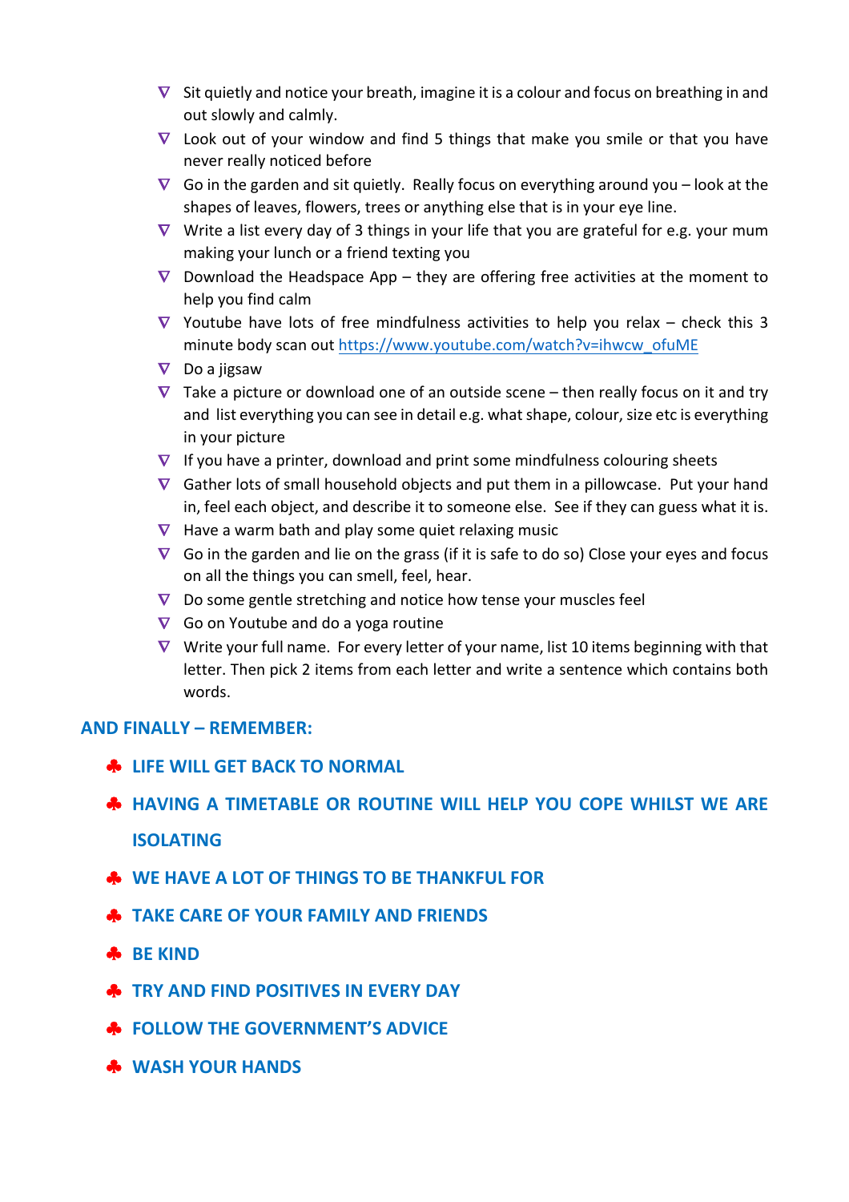- Sit quietly and notice your breath, imagine it is a colour and focus on breathing in and out slowly and calmly.
- Look out of your window and find 5 things that make you smile or that you have never really noticed before
- Go in the garden and sit quietly. Really focus on everything around you – look at the shapes of leaves, flowers, trees or anything else that is in your eye line.
- Write a list every day of 3 things in your life that you are grateful for e.g. your mum making your lunch or a friend texting you
- Download the Headspace App – they are offering free activities at the moment to help you find calm
- Youtube have lots of free mindfulness activities to help you relax – check this 3 minute body scan out https://www.youtube.com/watch?v=ihwcw_ofuME
- Do a jigsaw
- Take a picture or download one of an outside scene – then really focus on it and try and list everything you can see in detail e.g. what shape, colour, size etc is everything in your picture
- If you have a printer, download and print some mindfulness colouring sheets
- Gather lots of small household objects and put them in a pillowcase. Put your hand in, feel each object, and describe it to someone else. See if they can guess what it is.
- Have a warm bath and play some quiet relaxing music
- Go in the garden and lie on the grass (if it is safe to do so) Close your eyes and focus on all the things you can smell, feel, hear.
- Do some gentle stretching and notice how tense your muscles feel
- Go on Youtube and do a yoga routine
- Write your full name. For every letter of your name, list 10 items beginning with that letter. Then pick 2 items from each letter and write a sentence which contains both words.

## AND FINALLY – REMEMBER:

- **LIFE WILL GET BACK TO NORMAL**
- **HAVING A TIMETABLE OR ROUTINE WILL HELP YOU COPE WHILST WE ARE ISOLATING**
- **WE HAVE A LOT OF THINGS TO BE THANKFUL FOR**
- **TAKE CARE OF YOUR FAMILY AND FRIENDS**
- **BE KIND**
- **TRY AND FIND POSITIVES IN EVERY DAY**
- **FOLLOW THE GOVERNMENT'S ADVICE**
- **WASH YOUR HANDS**